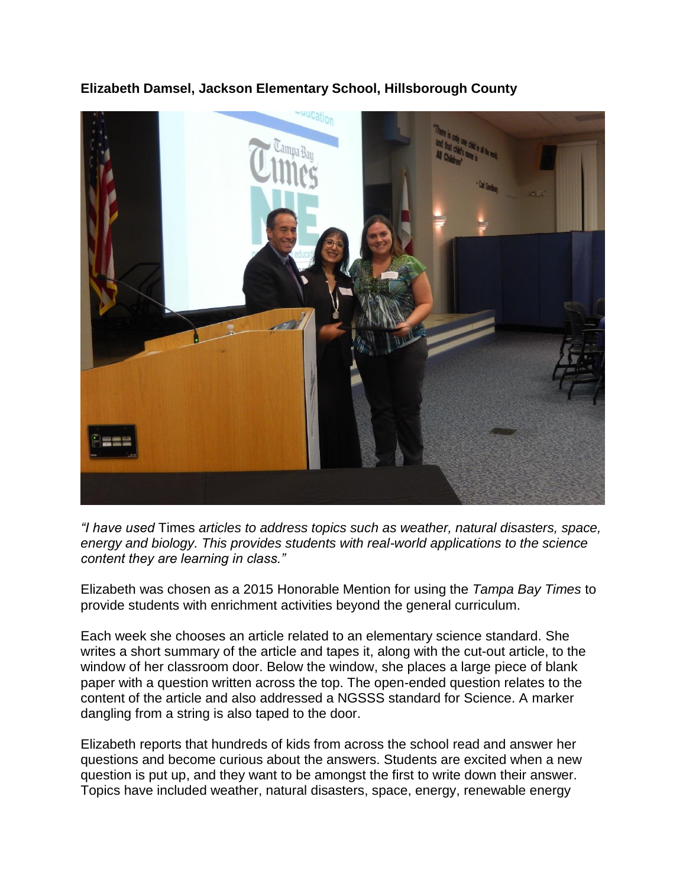**Elizabeth Damsel, Jackson Elementary School, Hillsborough County**

*"I have used* Times *articles to address topics such as weather, natural disasters, space, energy and biology. This provides students with real-world applications to the science content they are learning in class."*

Elizabeth was chosen as a 2015 Honorable Mention for using the *Tampa Bay Times* to provide students with enrichment activities beyond the general curriculum.

Each week she chooses an article related to an elementary science standard. She writes a short summary of the article and tapes it, along with the cut-out article, to the window of her classroom door. Below the window, she places a large piece of blank paper with a question written across the top. The open-ended question relates to the content of the article and also addressed a NGSSS standard for Science. A marker dangling from a string is also taped to the door.

Elizabeth reports that hundreds of kids from across the school read and answer her questions and become curious about the answers. Students are excited when a new question is put up, and they want to be amongst the first to write down their answer. Topics have included weather, natural disasters, space, energy, renewable energy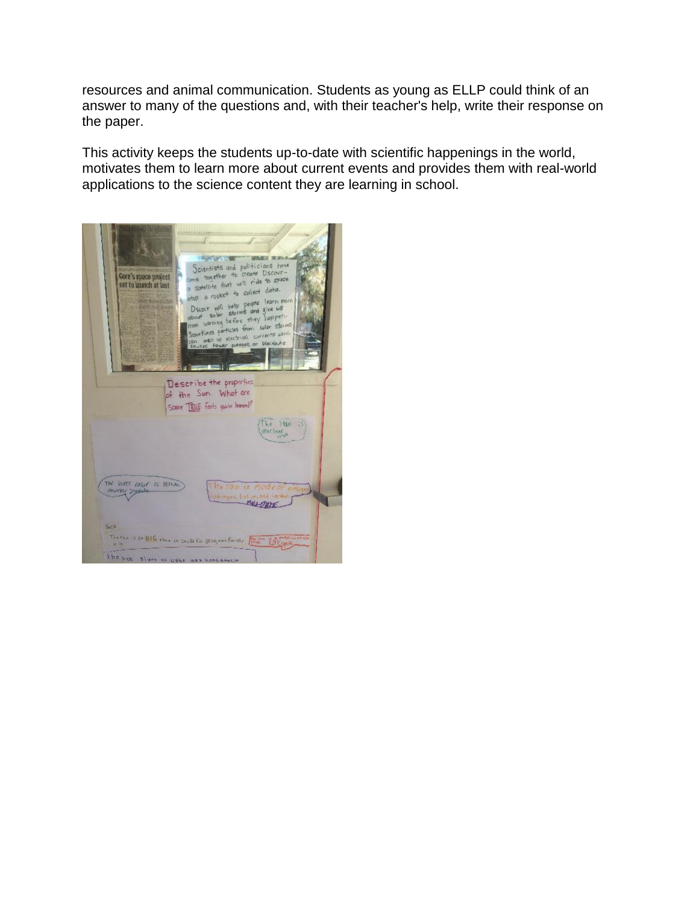resources and animal communication. Students as young as ELLP could think of an answer to many of the questions and, with their teacher's help, write their response on the paper.

This activity keeps the students up-to-date with scientific happenings in the world, motivates them to learn more about current events and provides them with real-world applications to the science content they are learning in school.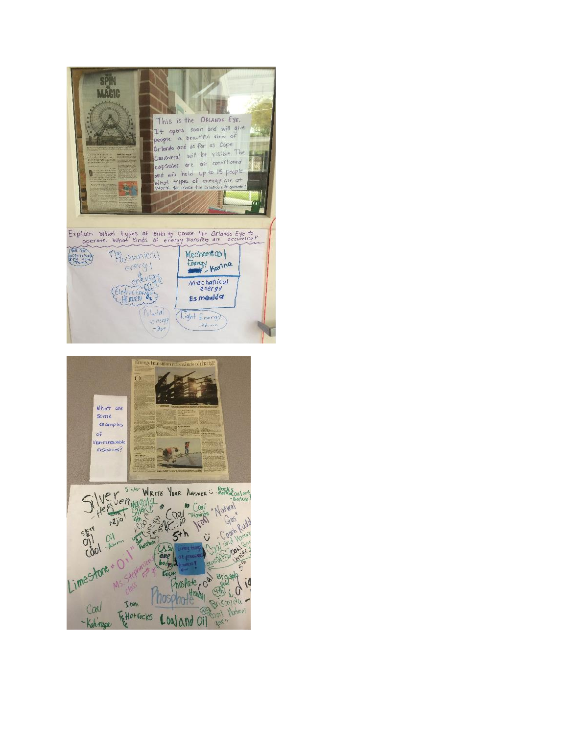This is the ORLANDO EYE. It opens soon and will give people a beautiful view of Orlando and as far as Cape Canaveral will be visible. The capsules are air conditioned and will hold up to 15 people. What types of energy are at work to make the Orlando Eye operate?

Explain what types of energy cause the Orlando Eye to operate. What kinds of energy transfers are occurring?

What are some examples of Non-renewable resources?

WRITE YOUR ANSWER